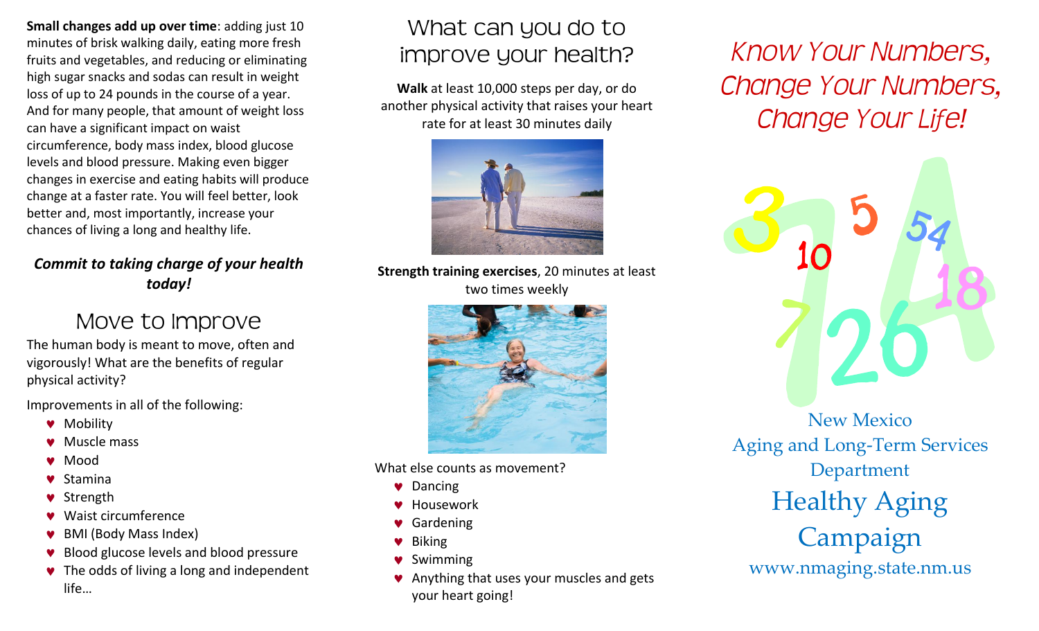**Small changes add up over time**: adding just 10 minutes of brisk walking daily, eating more fresh fruits and vegetables, and reducing or eliminating high sugar snacks and sodas can result in weight loss of up to 24 pounds in the course of a year. And for many people, that amount of weight loss can have a significant impact on waist circumference, body mass index, blood glucose levels and blood pressure. Making even bigger changes in exercise and eating habits will produce change at a faster rate. You will feel better, look better and, most importantly, increase your chances of living a long and healthy life.

***Commit to taking charge of your health today!***

## Move to Improve

The human body is meant to move, often and vigorously! What are the benefits of regular physical activity?

Improvements in all of the following:

- Mobility
- Muscle mass
- Mood
- Stamina
- Strength
- Waist circumference
- BMI (Body Mass Index)
- Blood glucose levels and blood pressure
- The odds of living a long and independent life…

## What can you do to improve your health?

**Walk** at least 10,000 steps per day, or do another physical activity that raises your heart rate for at least 30 minutes daily

**Strength training exercises**, 20 minutes at least two times weekly

What else counts as movement?

- Dancing
- Housework
- Gardening
- Biking
- Swimming
- Anything that uses your muscles and gets your heart going!

# *Know Your Numbers, Change Your Numbers, Change Your Life!*

New Mexico
Aging and Long-Term Services Department

## Healthy Aging Campaign

www.nmaging.state.nm.us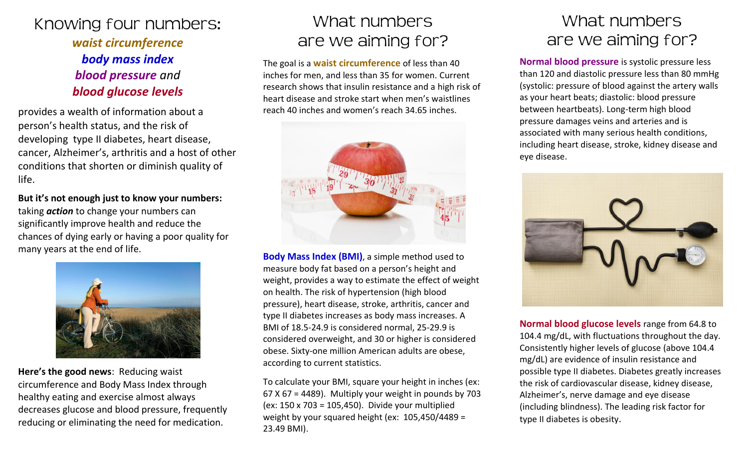# Knowing four numbers:

***waist circumference***
***body mass index***
***blood pressure** and*
***blood glucose levels***

provides a wealth of information about a person's health status, and the risk of developing type II diabetes, heart disease, cancer, Alzheimer's, arthritis and a host of other conditions that shorten or diminish quality of life.

**But it's not enough just to know your numbers:** taking ***action*** to change your numbers can significantly improve health and reduce the chances of dying early or having a poor quality for many years at the end of life.

**Here's the good news**: Reducing waist circumference and Body Mass Index through healthy eating and exercise almost always decreases glucose and blood pressure, frequently reducing or eliminating the need for medication.

# What numbers are we aiming for?

The goal is a **waist circumference** of less than 40 inches for men, and less than 35 for women. Current research shows that insulin resistance and a high risk of heart disease and stroke start when men's waistlines reach 40 inches and women's reach 34.65 inches.

**Body Mass Index (BMI)**, a simple method used to measure body fat based on a person's height and weight, provides a way to estimate the effect of weight on health. The risk of hypertension (high blood pressure), heart disease, stroke, arthritis, cancer and type II diabetes increases as body mass increases. A BMI of 18.5-24.9 is considered normal, 25-29.9 is considered overweight, and 30 or higher is considered obese. Sixty-one million American adults are obese, according to current statistics.

To calculate your BMI, square your height in inches (ex: 67 X 67 = 4489). Multiply your weight in pounds by 703 (ex: 150 x 703 = 105,450). Divide your multiplied weight by your squared height (ex: 105,450/4489 = 23.49 BMI).

# What numbers are we aiming for?

**Normal blood pressure** is systolic pressure less than 120 and diastolic pressure less than 80 mmHg (systolic: pressure of blood against the artery walls as your heart beats; diastolic: blood pressure between heartbeats). Long-term high blood pressure damages veins and arteries and is associated with many serious health conditions, including heart disease, stroke, kidney disease and eye disease.

**Normal blood glucose levels** range from 64.8 to 104.4 mg/dL, with fluctuations throughout the day. Consistently higher levels of glucose (above 104.4 mg/dL) are evidence of insulin resistance and possible type II diabetes. Diabetes greatly increases the risk of cardiovascular disease, kidney disease, Alzheimer's, nerve damage and eye disease (including blindness). The leading risk factor for type II diabetes is obesity.